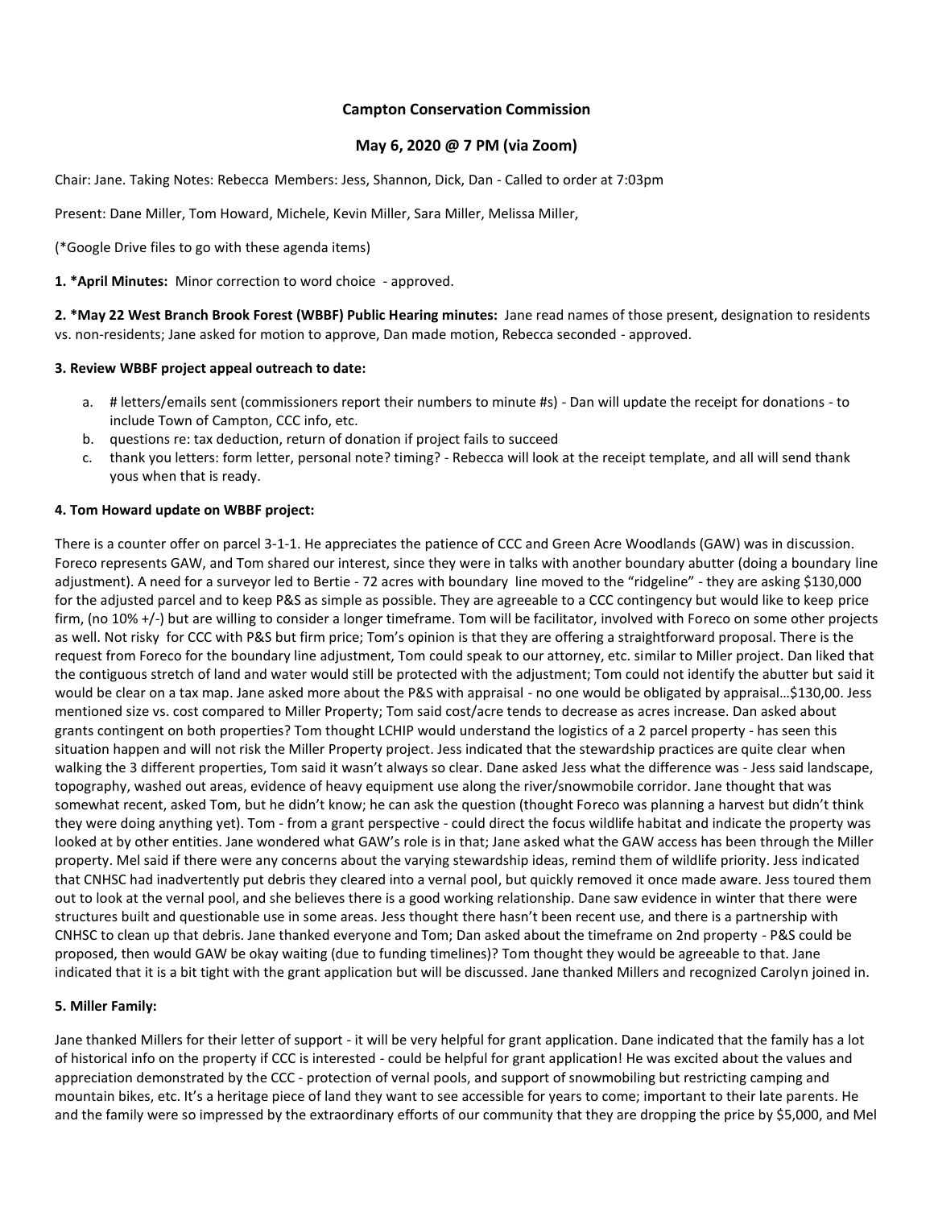## Campton Conservation Commission

## May 6, 2020 @ 7 PM (via Zoom)

Chair: Jane. Taking Notes: Rebecca Members: Jess, Shannon, Dick, Dan - Called to order at 7:03pm

Present: Dane Miller, Tom Howard, Michele, Kevin Miller, Sara Miller, Melissa Miller,

(*Google Drive files to go with these agenda items)

**1. *April Minutes:** Minor correction to word choice - approved.

**2. *May 22 West Branch Brook Forest (WBBF) Public Hearing minutes:** Jane read names of those present, designation to residents vs. non-residents; Jane asked for motion to approve, Dan made motion, Rebecca seconded - approved.

**3. Review WBBF project appeal outreach to date:**

a. # letters/emails sent (commissioners report their numbers to minute #s) - Dan will update the receipt for donations - to include Town of Campton, CCC info, etc.
b. questions re: tax deduction, return of donation if project fails to succeed
c. thank you letters: form letter, personal note? timing? - Rebecca will look at the receipt template, and all will send thank yous when that is ready.

**4. Tom Howard update on WBBF project:**

There is a counter offer on parcel 3-1-1. He appreciates the patience of CCC and Green Acre Woodlands (GAW) was in discussion. Foreco represents GAW, and Tom shared our interest, since they were in talks with another boundary abutter (doing a boundary line adjustment). A need for a surveyor led to Bertie - 72 acres with boundary line moved to the "ridgeline" - they are asking $130,000 for the adjusted parcel and to keep P&S as simple as possible. They are agreeable to a CCC contingency but would like to keep price firm, (no 10% +/-) but are willing to consider a longer timeframe. Tom will be facilitator, involved with Foreco on some other projects as well. Not risky for CCC with P&S but firm price; Tom's opinion is that they are offering a straightforward proposal. There is the request from Foreco for the boundary line adjustment, Tom could speak to our attorney, etc. similar to Miller project. Dan liked that the contiguous stretch of land and water would still be protected with the adjustment; Tom could not identify the abutter but said it would be clear on a tax map. Jane asked more about the P&S with appraisal - no one would be obligated by appraisal…$130,00. Jess mentioned size vs. cost compared to Miller Property; Tom said cost/acre tends to decrease as acres increase. Dan asked about grants contingent on both properties? Tom thought LCHIP would understand the logistics of a 2 parcel property - has seen this situation happen and will not risk the Miller Property project. Jess indicated that the stewardship practices are quite clear when walking the 3 different properties, Tom said it wasn't always so clear. Dane asked Jess what the difference was - Jess said landscape, topography, washed out areas, evidence of heavy equipment use along the river/snowmobile corridor. Jane thought that was somewhat recent, asked Tom, but he didn't know; he can ask the question (thought Foreco was planning a harvest but didn't think they were doing anything yet). Tom - from a grant perspective - could direct the focus wildlife habitat and indicate the property was looked at by other entities. Jane wondered what GAW's role is in that; Jane asked what the GAW access has been through the Miller property. Mel said if there were any concerns about the varying stewardship ideas, remind them of wildlife priority. Jess indicated that CNHSC had inadvertently put debris they cleared into a vernal pool, but quickly removed it once made aware. Jess toured them out to look at the vernal pool, and she believes there is a good working relationship. Dane saw evidence in winter that there were structures built and questionable use in some areas. Jess thought there hasn't been recent use, and there is a partnership with CNHSC to clean up that debris. Jane thanked everyone and Tom; Dan asked about the timeframe on 2nd property - P&S could be proposed, then would GAW be okay waiting (due to funding timelines)? Tom thought they would be agreeable to that. Jane indicated that it is a bit tight with the grant application but will be discussed. Jane thanked Millers and recognized Carolyn joined in.

**5. Miller Family:**

Jane thanked Millers for their letter of support - it will be very helpful for grant application. Dane indicated that the family has a lot of historical info on the property if CCC is interested - could be helpful for grant application! He was excited about the values and appreciation demonstrated by the CCC - protection of vernal pools, and support of snowmobiling but restricting camping and mountain bikes, etc. It's a heritage piece of land they want to see accessible for years to come; important to their late parents. He and the family were so impressed by the extraordinary efforts of our community that they are dropping the price by $5,000, and Mel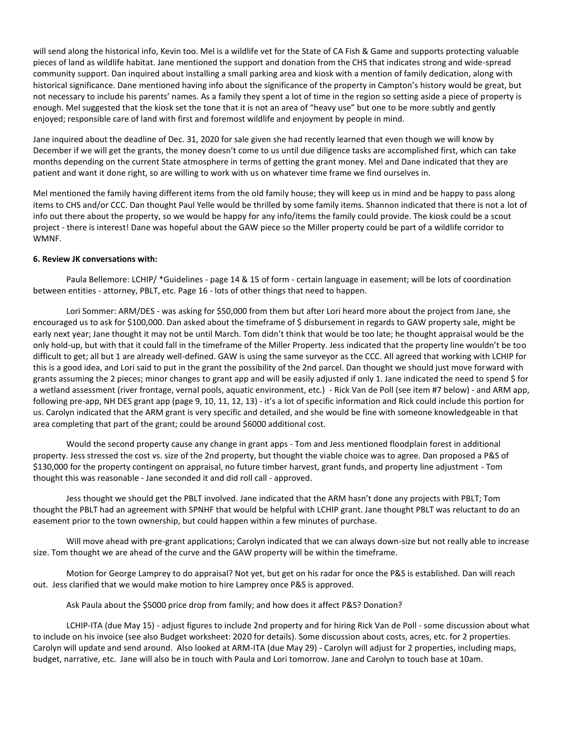will send along the historical info, Kevin too. Mel is a wildlife vet for the State of CA Fish & Game and supports protecting valuable pieces of land as wildlife habitat. Jane mentioned the support and donation from the CHS that indicates strong and wide-spread community support. Dan inquired about installing a small parking area and kiosk with a mention of family dedication, along with historical significance. Dane mentioned having info about the significance of the property in Campton's history would be great, but not necessary to include his parents' names. As a family they spent a lot of time in the region so setting aside a piece of property is enough. Mel suggested that the kiosk set the tone that it is not an area of "heavy use" but one to be more subtly and gently enjoyed; responsible care of land with first and foremost wildlife and enjoyment by people in mind.

Jane inquired about the deadline of Dec. 31, 2020 for sale given she had recently learned that even though we will know by December if we will get the grants, the money doesn't come to us until due diligence tasks are accomplished first, which can take months depending on the current State atmosphere in terms of getting the grant money. Mel and Dane indicated that they are patient and want it done right, so are willing to work with us on whatever time frame we find ourselves in.

Mel mentioned the family having different items from the old family house; they will keep us in mind and be happy to pass along items to CHS and/or CCC. Dan thought Paul Yelle would be thrilled by some family items. Shannon indicated that there is not a lot of info out there about the property, so we would be happy for any info/items the family could provide. The kiosk could be a scout project - there is interest! Dane was hopeful about the GAW piece so the Miller property could be part of a wildlife corridor to WMNF.

**6. Review JK conversations with:**

Paula Bellemore: LCHIP/ *Guidelines - page 14 & 15 of form - certain language in easement; will be lots of coordination between entities - attorney, PBLT, etc. Page 16 - lots of other things that need to happen.

Lori Sommer: ARM/DES - was asking for $50,000 from them but after Lori heard more about the project from Jane, she encouraged us to ask for $100,000. Dan asked about the timeframe of $ disbursement in regards to GAW property sale, might be early next year; Jane thought it may not be until March. Tom didn't think that would be too late; he thought appraisal would be the only hold-up, but with that it could fall in the timeframe of the Miller Property. Jess indicated that the property line wouldn't be too difficult to get; all but 1 are already well-defined. GAW is using the same surveyor as the CCC. All agreed that working with LCHIP for this is a good idea, and Lori said to put in the grant the possibility of the 2nd parcel. Dan thought we should just move forward with grants assuming the 2 pieces; minor changes to grant app and will be easily adjusted if only 1. Jane indicated the need to spend $ for a wetland assessment (river frontage, vernal pools, aquatic environment, etc.) - Rick Van de Poll (see item #7 below) - and ARM app, following pre-app, NH DES grant app (page 9, 10, 11, 12, 13) - it's a lot of specific information and Rick could include this portion for us. Carolyn indicated that the ARM grant is very specific and detailed, and she would be fine with someone knowledgeable in that area completing that part of the grant; could be around $6000 additional cost.

Would the second property cause any change in grant apps - Tom and Jess mentioned floodplain forest in additional property. Jess stressed the cost vs. size of the 2nd property, but thought the viable choice was to agree. Dan proposed a P&S of $130,000 for the property contingent on appraisal, no future timber harvest, grant funds, and property line adjustment - Tom thought this was reasonable - Jane seconded it and did roll call - approved.

Jess thought we should get the PBLT involved. Jane indicated that the ARM hasn't done any projects with PBLT; Tom thought the PBLT had an agreement with SPNHF that would be helpful with LCHIP grant. Jane thought PBLT was reluctant to do an easement prior to the town ownership, but could happen within a few minutes of purchase.

Will move ahead with pre-grant applications; Carolyn indicated that we can always down-size but not really able to increase size. Tom thought we are ahead of the curve and the GAW property will be within the timeframe.

Motion for George Lamprey to do appraisal? Not yet, but get on his radar for once the P&S is established. Dan will reach out. Jess clarified that we would make motion to hire Lamprey once P&S is approved.

Ask Paula about the $5000 price drop from family; and how does it affect P&S? Donation?

LCHIP-ITA (due May 15) - adjust figures to include 2nd property and for hiring Rick Van de Poll - some discussion about what to include on his invoice (see also Budget worksheet: 2020 for details). Some discussion about costs, acres, etc. for 2 properties. Carolyn will update and send around. Also looked at ARM-ITA (due May 29) - Carolyn will adjust for 2 properties, including maps, budget, narrative, etc. Jane will also be in touch with Paula and Lori tomorrow. Jane and Carolyn to touch base at 10am.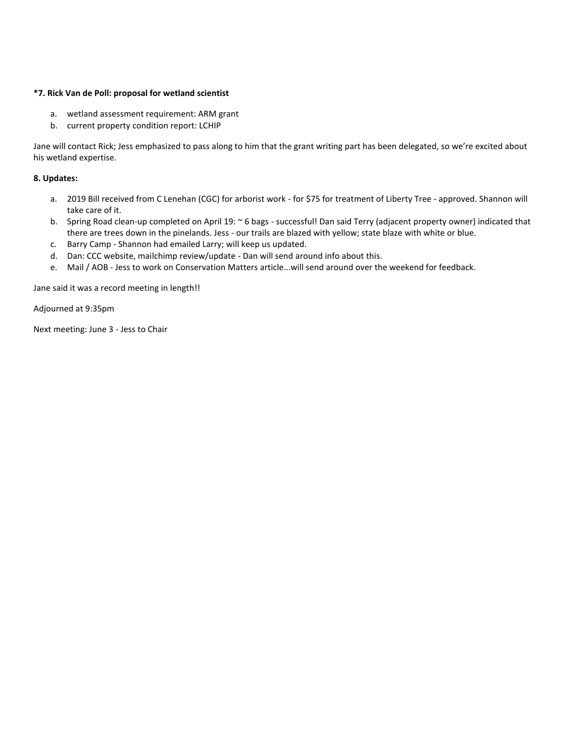**\*7. Rick Van de Poll: proposal for wetland scientist**

a. wetland assessment requirement: ARM grant
b. current property condition report: LCHIP

Jane will contact Rick; Jess emphasized to pass along to him that the grant writing part has been delegated, so we're excited about his wetland expertise.

**8. Updates:**

a. 2019 Bill received from C Lenehan (CGC) for arborist work - for $75 for treatment of Liberty Tree - approved. Shannon will take care of it.
b. Spring Road clean-up completed on April 19: ~ 6 bags - successful! Dan said Terry (adjacent property owner) indicated that there are trees down in the pinelands. Jess - our trails are blazed with yellow; state blaze with white or blue.
c. Barry Camp - Shannon had emailed Larry; will keep us updated.
d. Dan: CCC website, mailchimp review/update - Dan will send around info about this.
e. Mail / AOB - Jess to work on Conservation Matters article...will send around over the weekend for feedback.

Jane said it was a record meeting in length!!

Adjourned at 9:35pm

Next meeting: June 3 - Jess to Chair